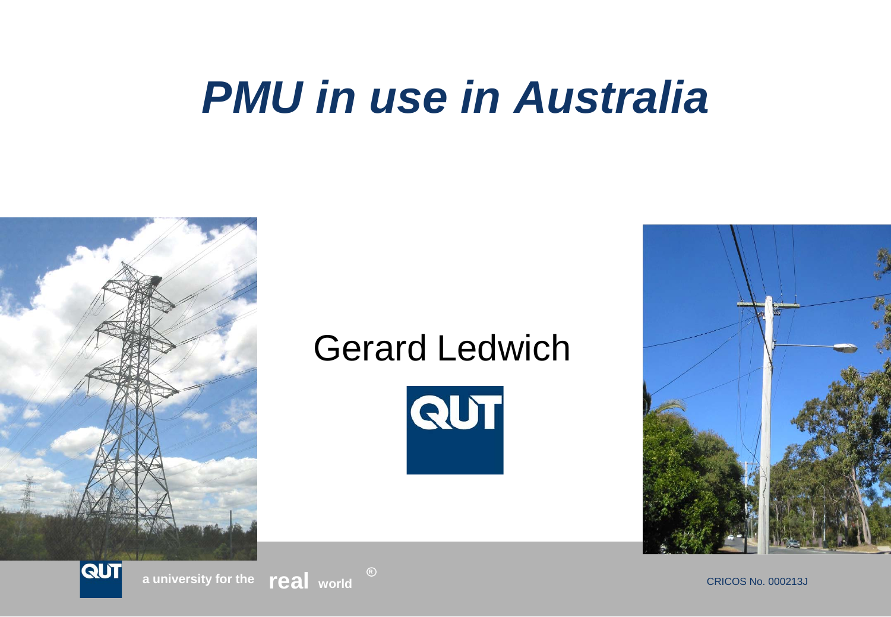# *PMU in use in Australia*

Gerard Ledwich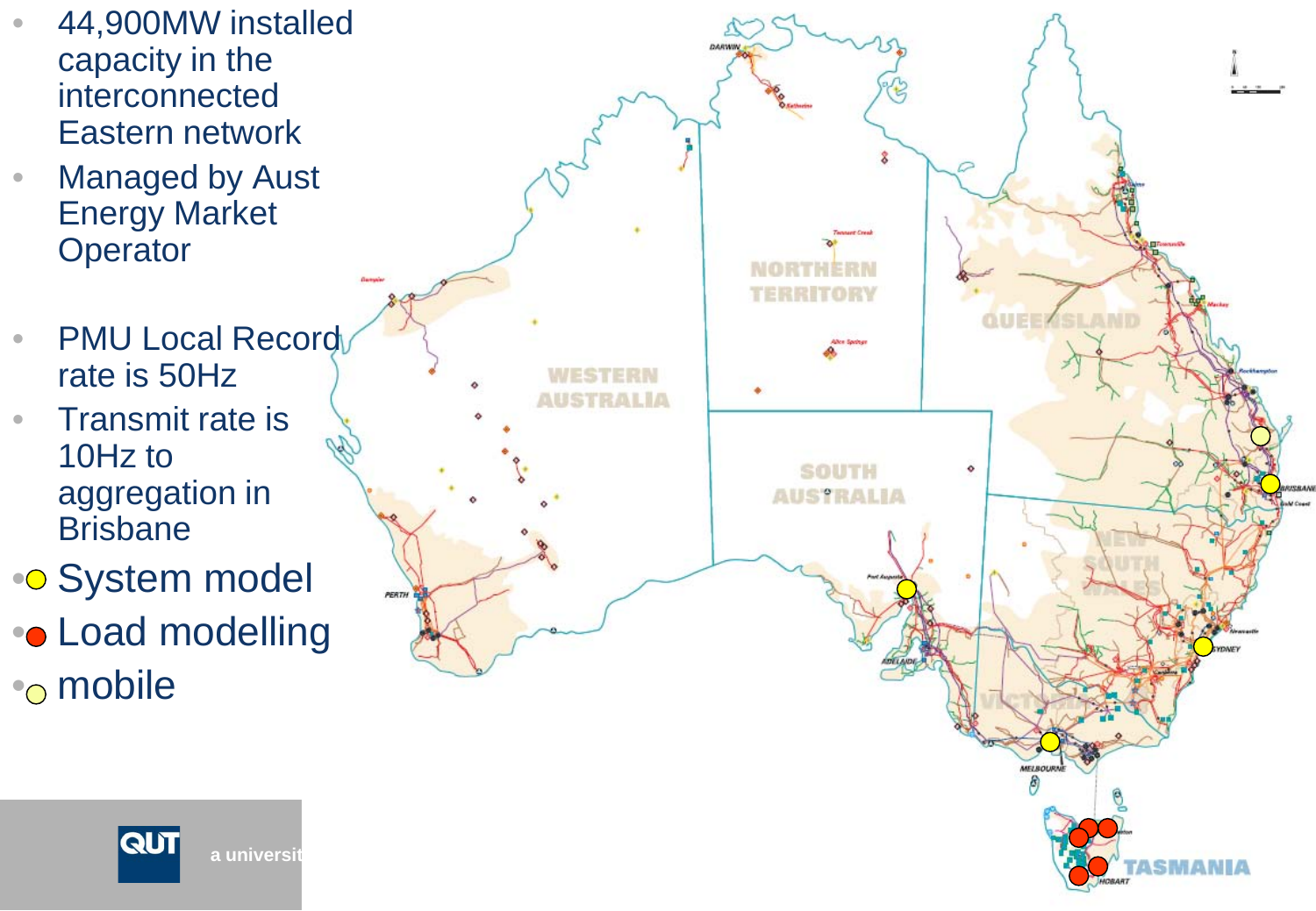- 44,900MW installed capacity in the interconnected Eastern network
- Managed by Aust Energy Market Operator

- PMU Local Record rate is 50Hz
- Transmit rate is 10Hz to aggregation in Brisbane
- System model
- Load modelling
- mobile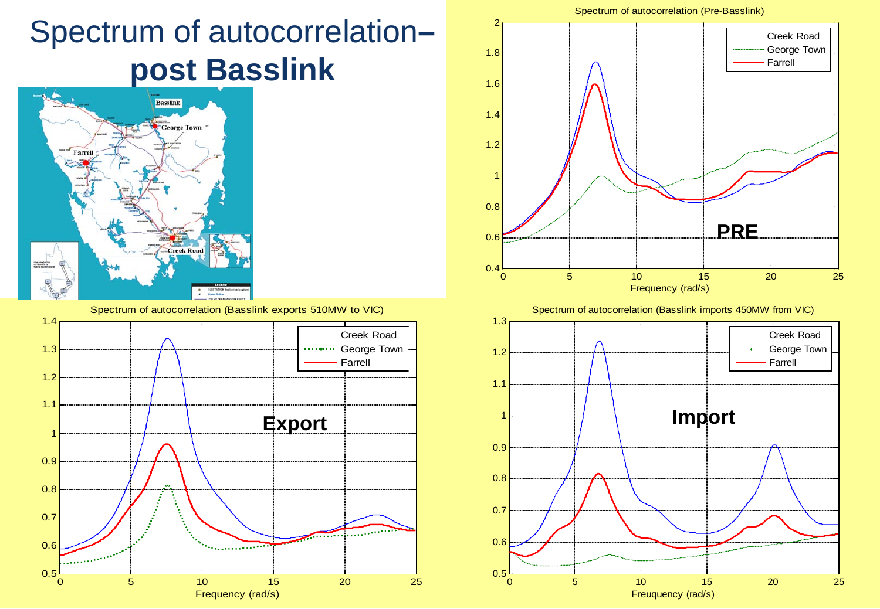# Spectrum of autocorrelation– **post Basslink**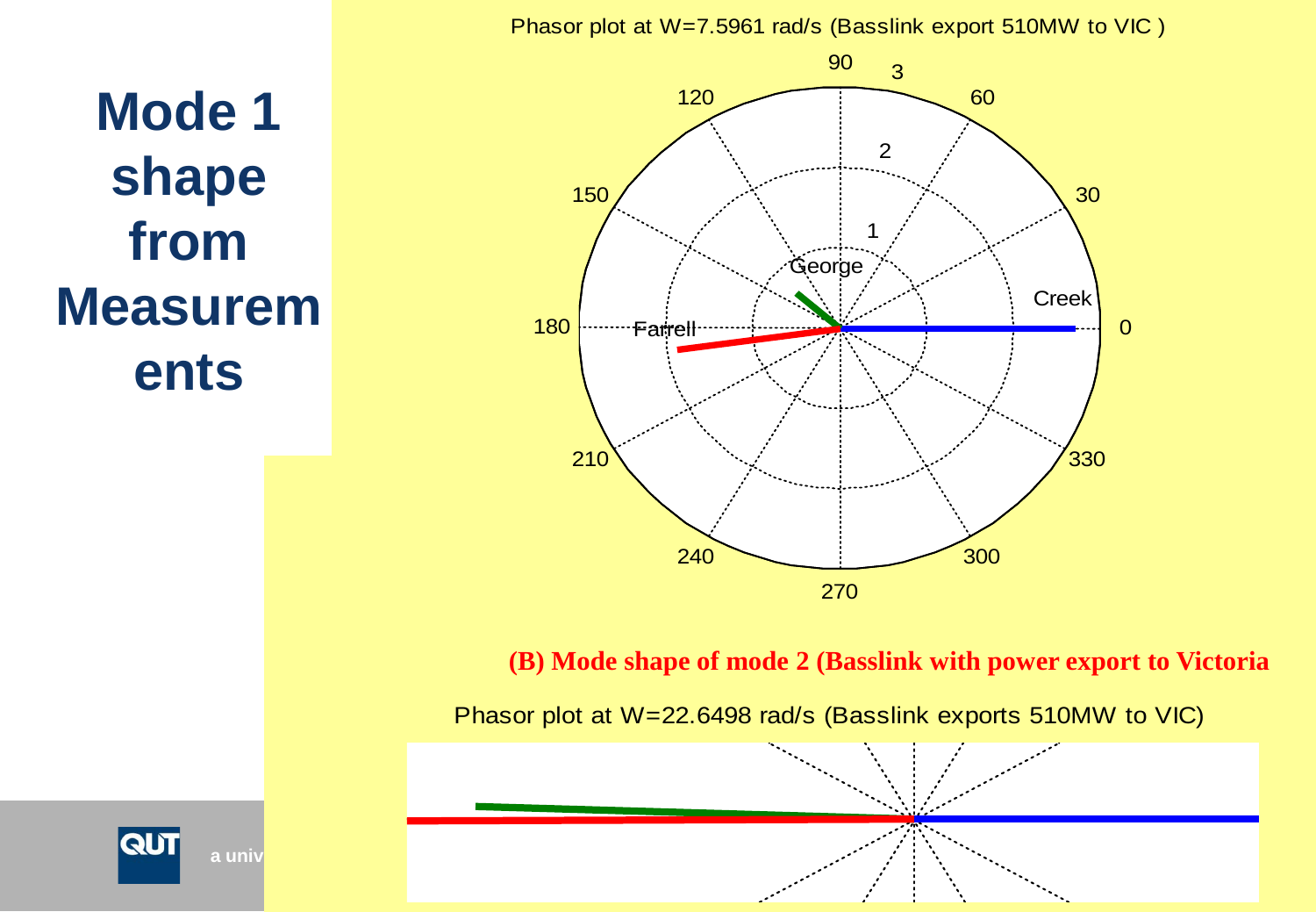# Mode 1 shape from Measurements

Phasor plot at W=7.5961 rad/s (Basslink export 510MW to VIC )

**(B) Mode shape of mode 2 (Basslink with power export to Victoria**

Phasor plot at W=22.6498 rad/s (Basslink exports 510MW to VIC)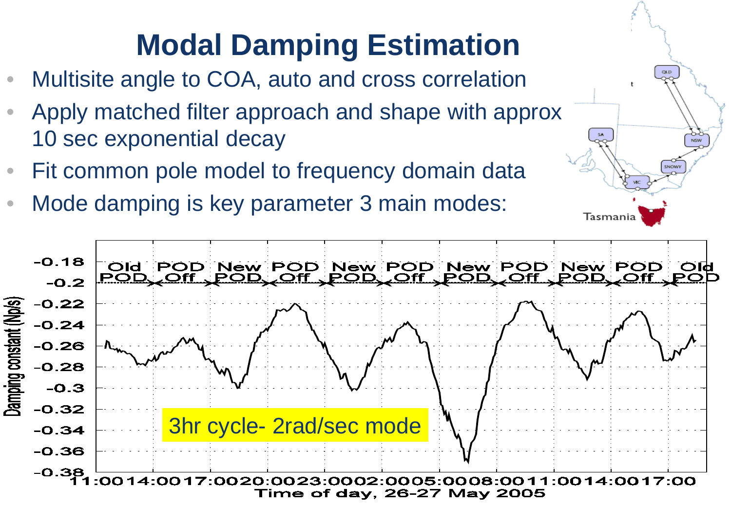# Modal Damping Estimation

- Multisite angle to COA, auto and cross correlation
- Apply matched filter approach and shape with approx 10 sec exponential decay
- Fit common pole model to frequency domain data
- Mode damping is key parameter 3 main modes:

Old POD | POD Off | New POD | POD Off | New POD | POD Off | New POD | POD Off | New POD | POD Off | Old POD

Damping constant (Np/s)

-0.18, -0.2, -0.22, -0.24, -0.26, -0.28, -0.3, -0.32, -0.34, -0.36, -0.38

11:00 14:00 17:00 20:00 23:00 02:00 05:00 08:00 11:00 14:00 17:00

Time of day, 26-27 May 2005

3hr cycle- 2rad/sec mode

Tasmania

QLD, NSW, SNOWY, VIC, SA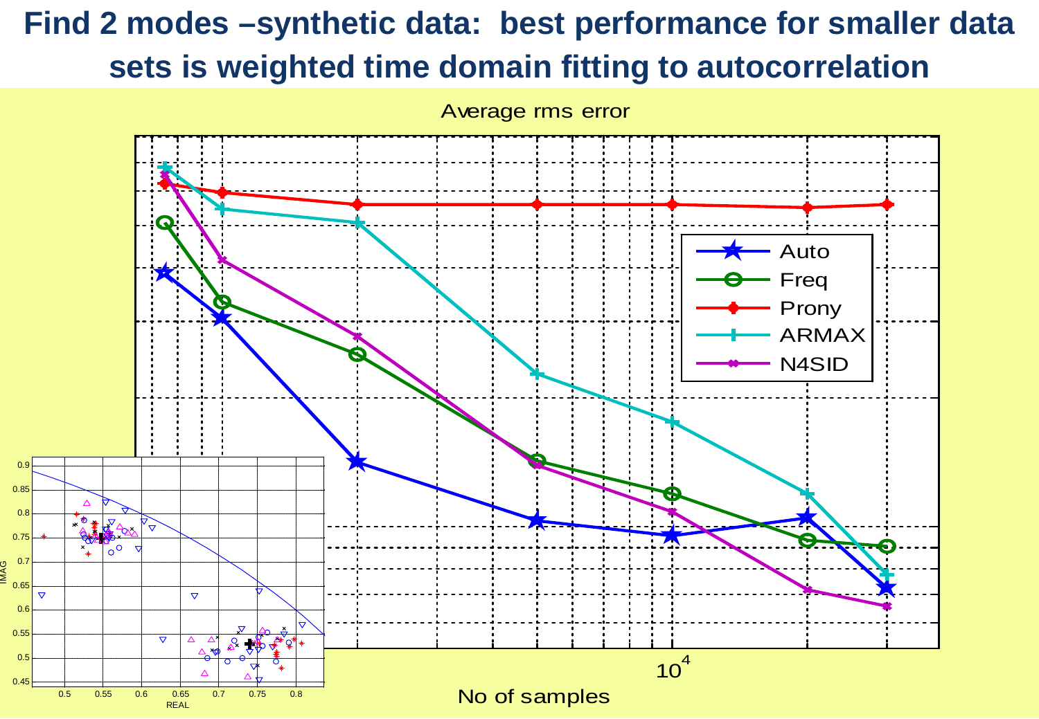# Find 2 modes –synthetic data: best performance for smaller data sets is weighted time domain fitting to autocorrelation

Average rms error

Auto

Freq

Prony

ARMAX

N4SID

$10^4$

No of samples

IMAG

REAL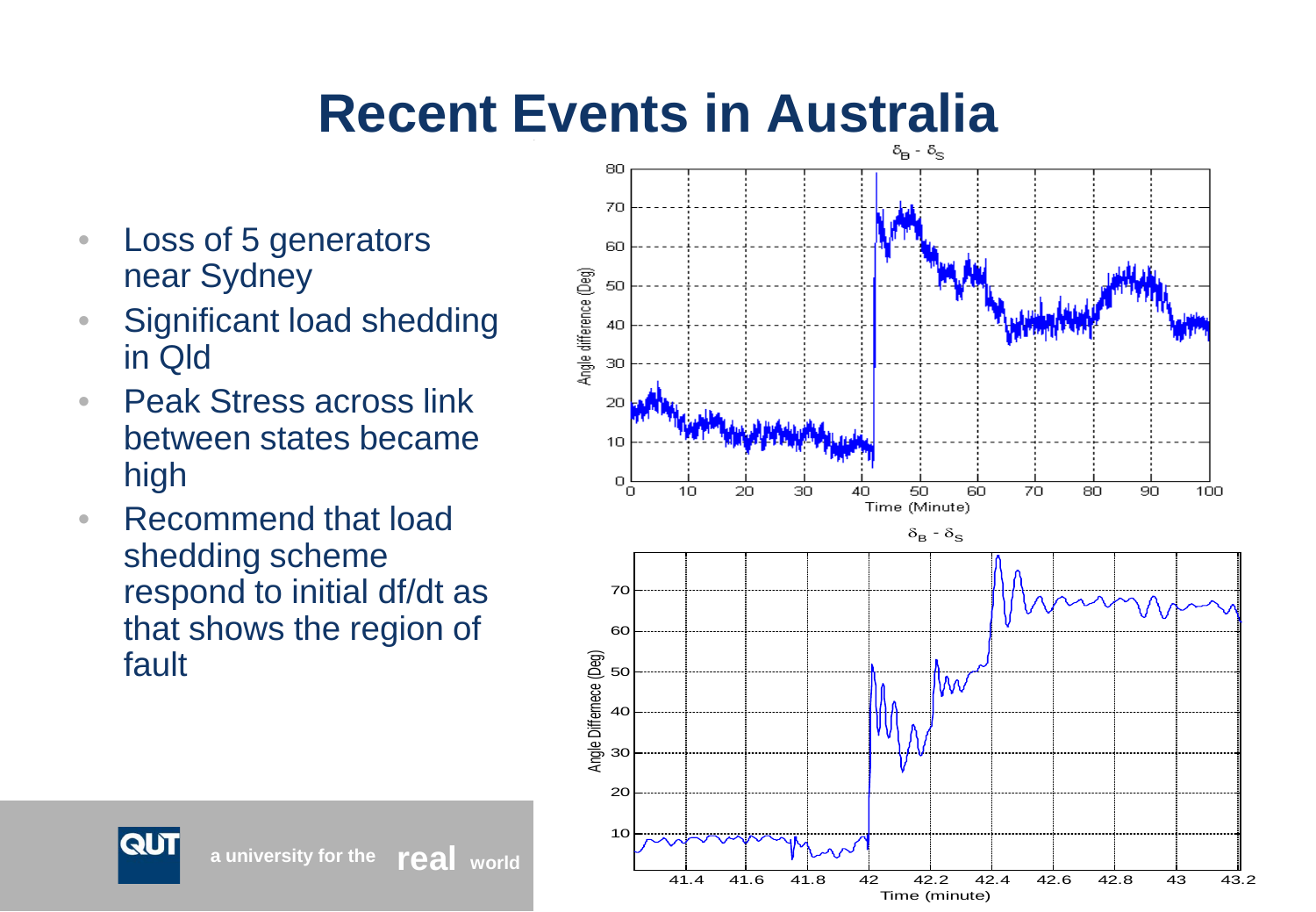# Recent Events in Australia

- Loss of 5 generators near Sydney
- Significant load shedding in Qld
- Peak Stress across link between states became high
- Recommend that load shedding scheme respond to initial df/dt as that shows the region of fault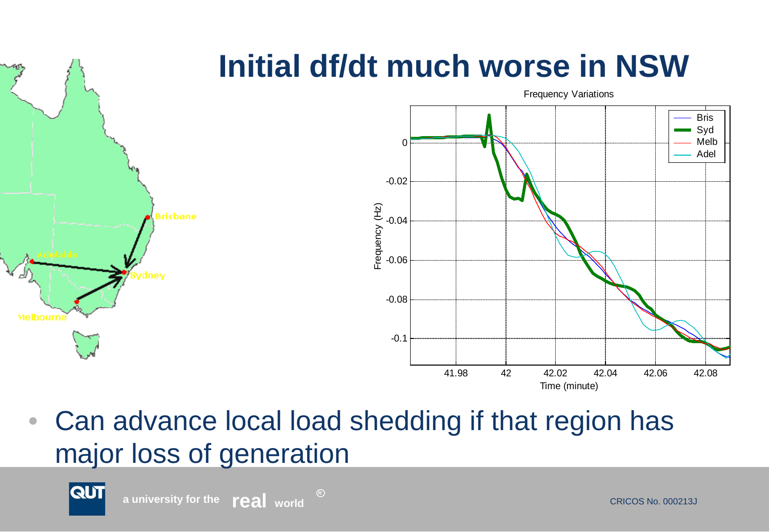# Initial df/dt much worse in NSW

- Can advance local load shedding if that region has major loss of generation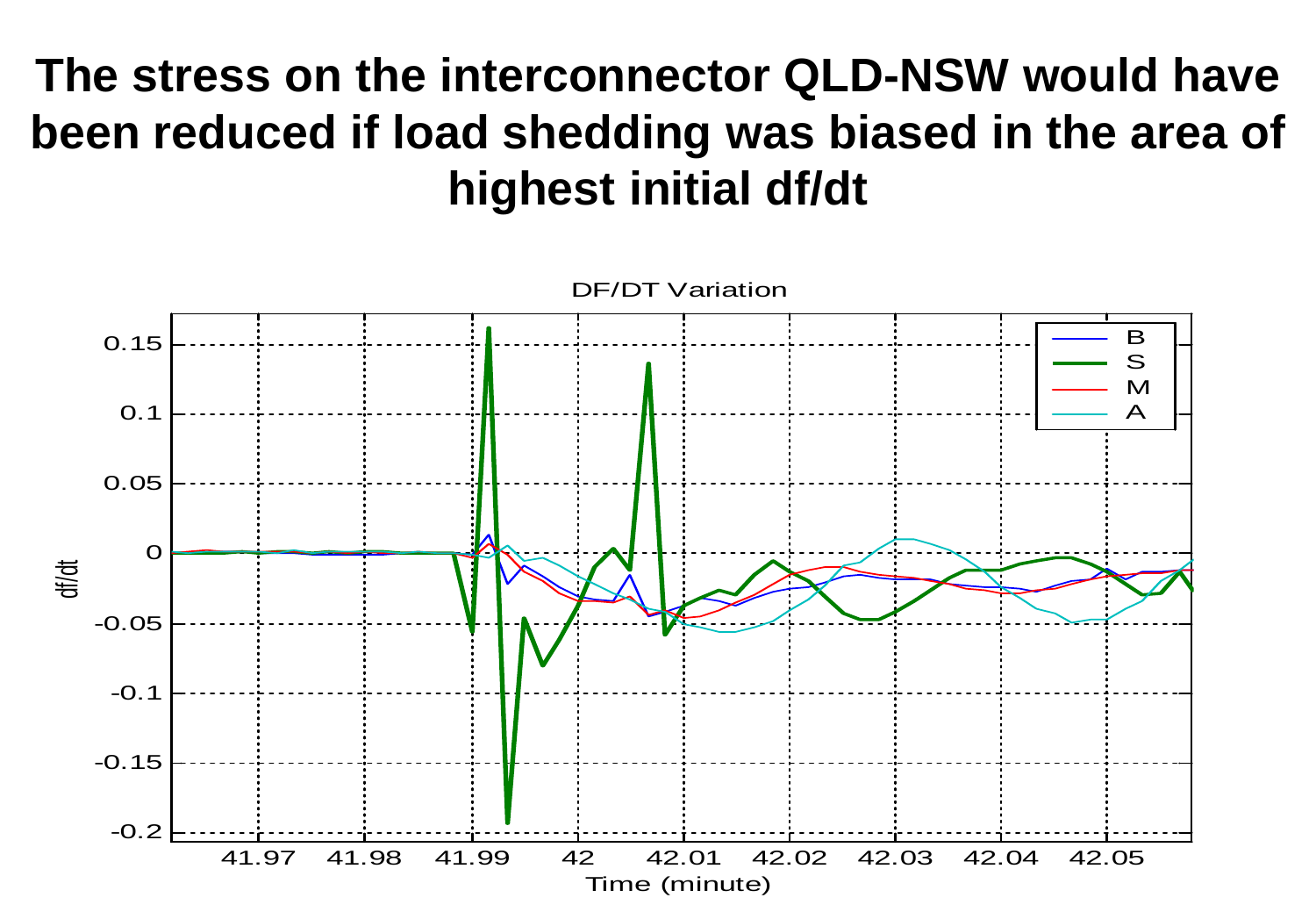# The stress on the interconnector QLD-NSW would have been reduced if load shedding was biased in the area of highest initial df/dt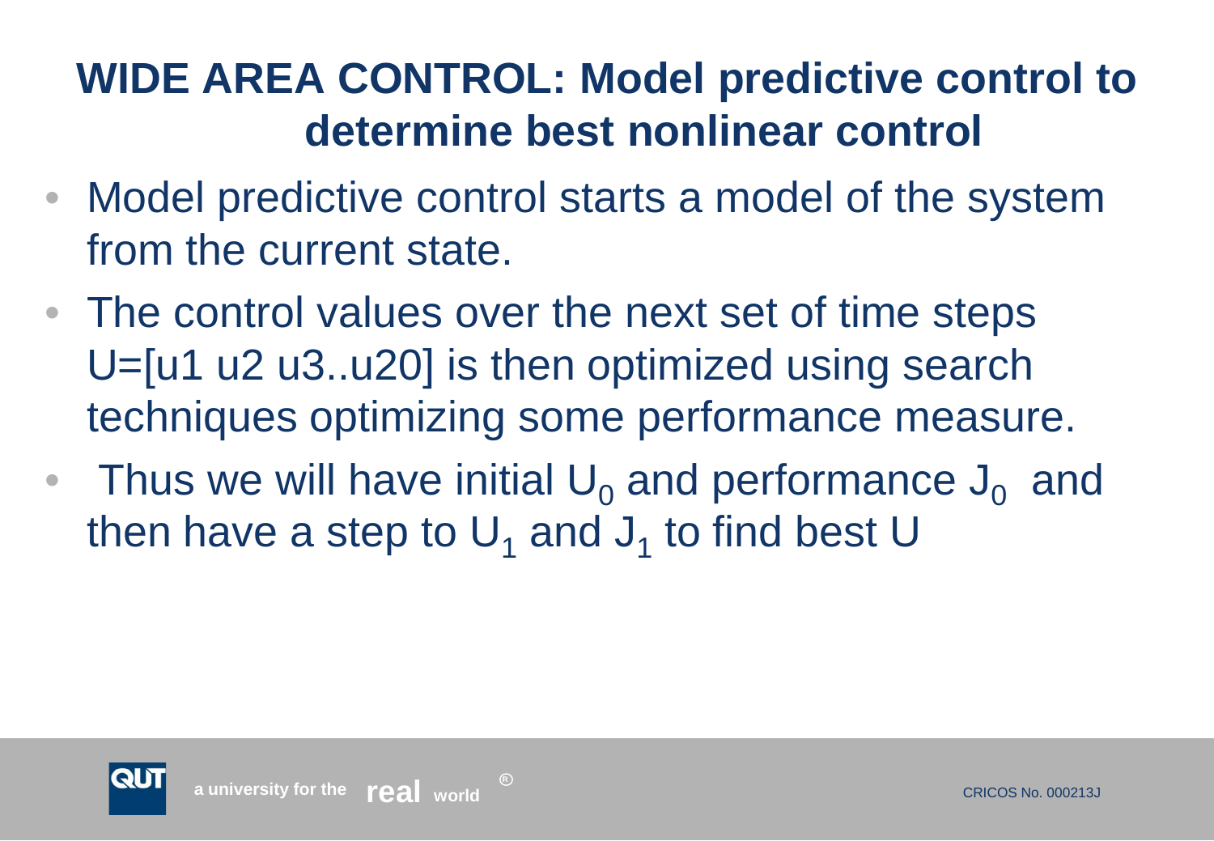# WIDE AREA CONTROL: Model predictive control to determine best nonlinear control

- Model predictive control starts a model of the system from the current state.
- The control values over the next set of time steps U=[u1 u2 u3..u20] is then optimized using search techniques optimizing some performance measure.
- Thus we will have initial $U_0$ and performance $J_0$ and then have a step to $U_1$ and $J_1$ to find best U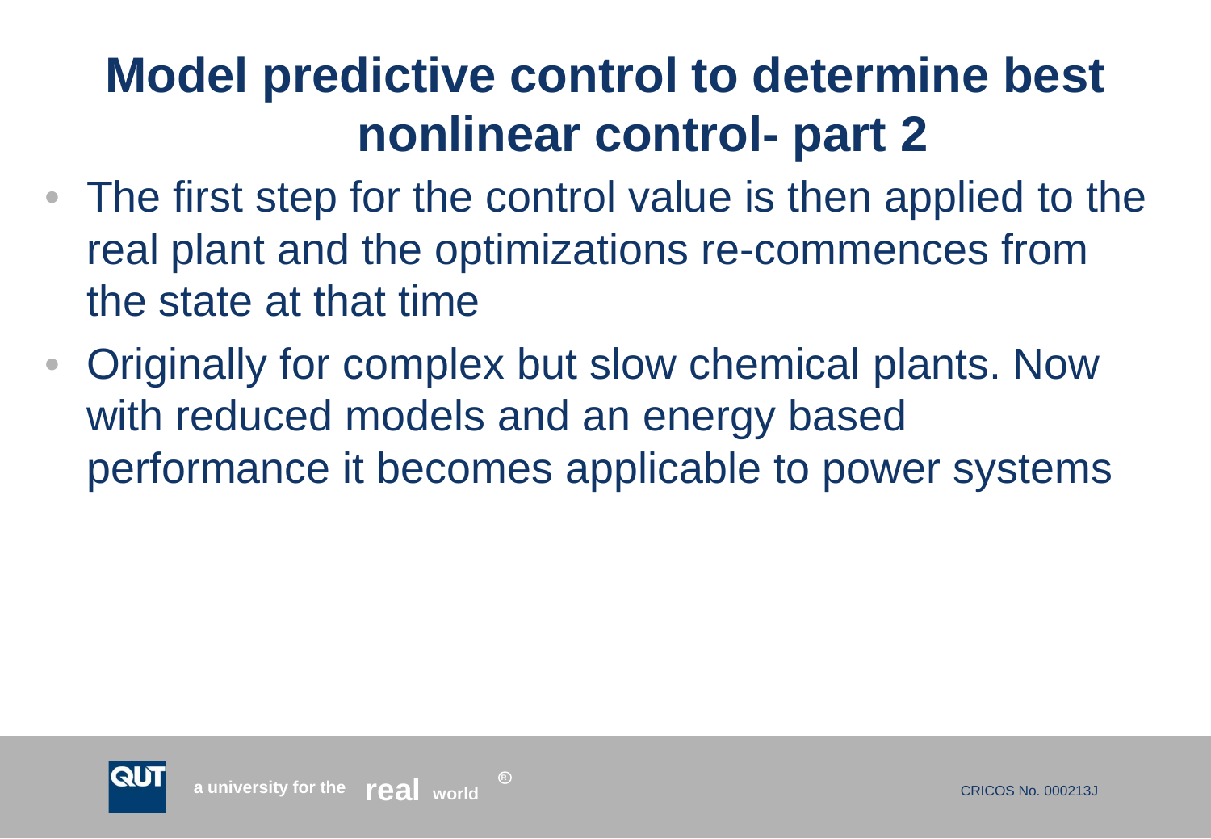# Model predictive control to determine best nonlinear control- part 2

- The first step for the control value is then applied to the real plant and the optimizations re-commences from the state at that time
- Originally for complex but slow chemical plants. Now with reduced models and an energy based performance it becomes applicable to power systems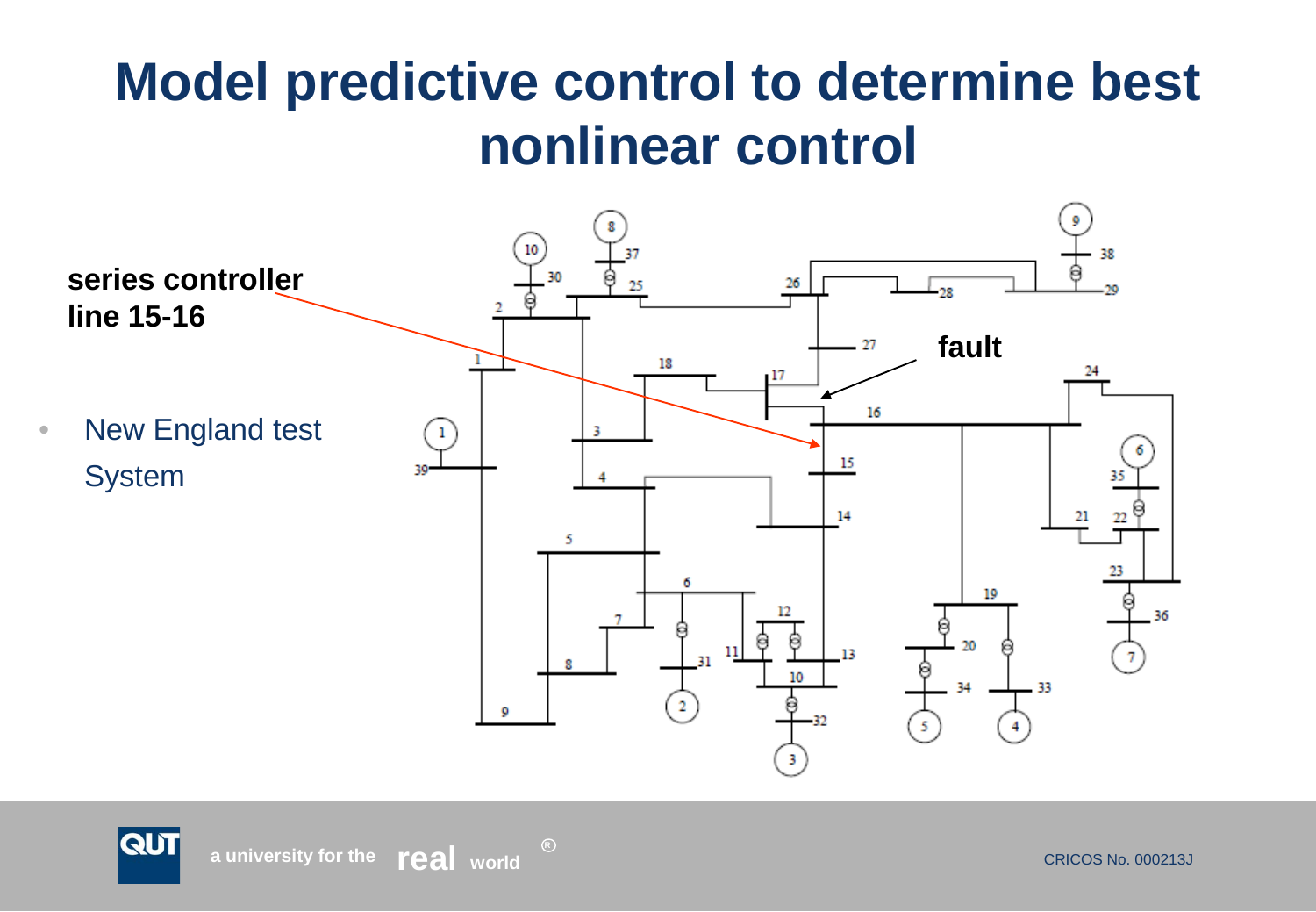# Model predictive control to determine best nonlinear control

**series controller line 15-16**

**fault**

- New England test System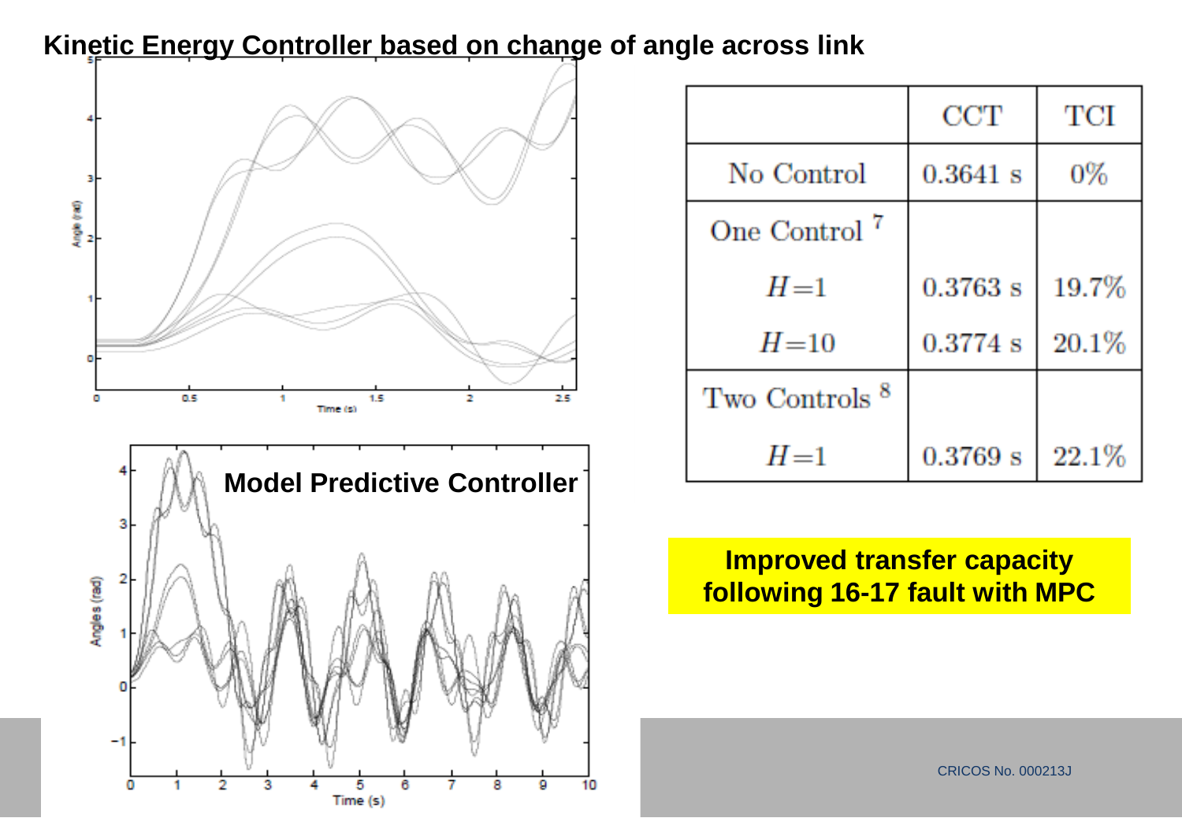**Kinetic Energy Controller based on change of angle across link**

**Model Predictive Controller**

| | CCT | TCI |
|---|---|---|
| No Control | 0.3641 s | 0% |
| One Control [7] | | |
| $H=1$ | 0.3763 s | 19.7% |
| $H=10$ | 0.3774 s | 20.1% |
| Two Controls [8] | | |
| $H=1$ | 0.3769 s | 22.1% |

**Improved transfer capacity following 16-17 fault with MPC**

CRICOS No. 000213J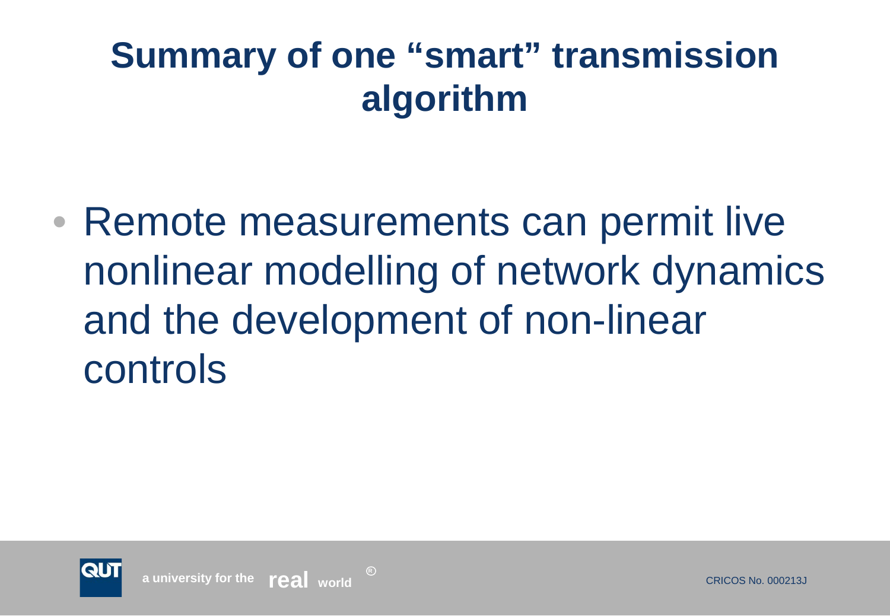# Summary of one "smart" transmission algorithm

- Remote measurements can permit live nonlinear modelling of network dynamics and the development of non-linear controls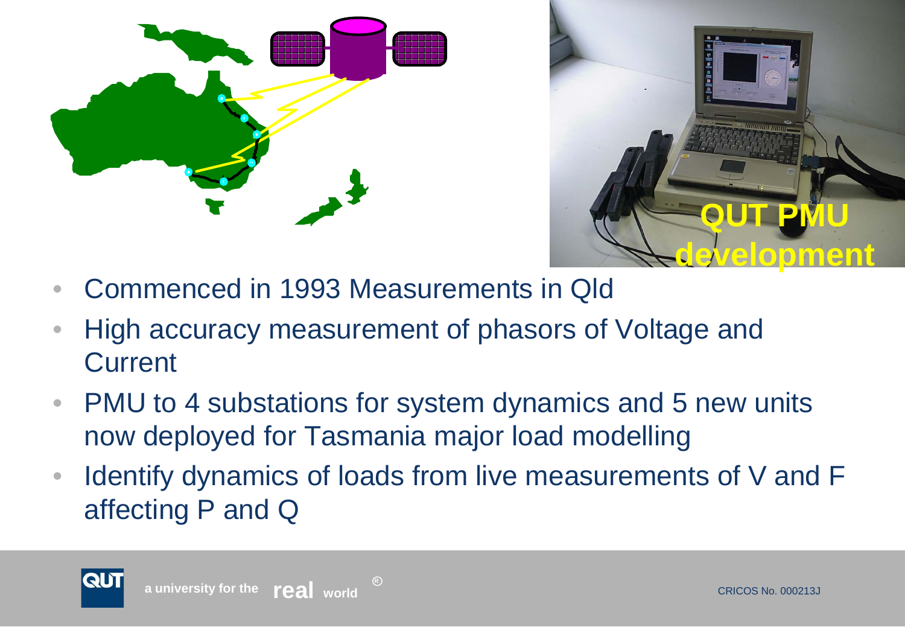QUT PMU development

- Commenced in 1993 Measurements in Qld
- High accuracy measurement of phasors of Voltage and Current
- PMU to 4 substations for system dynamics and 5 new units now deployed for Tasmania major load modelling
- Identify dynamics of loads from live measurements of V and F affecting P and Q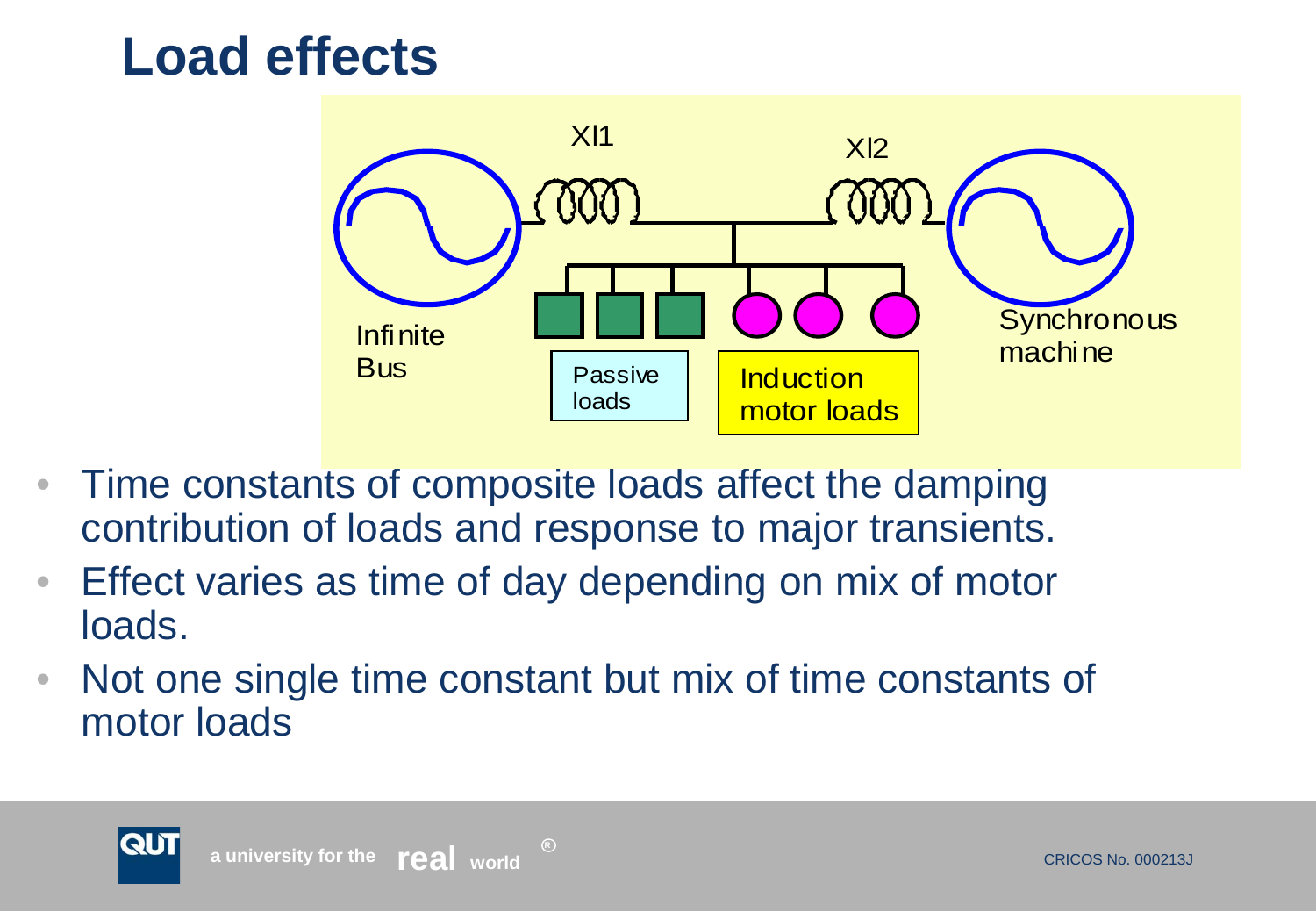# Load effects

Xl1

Xl2

Infinite Bus

Passive loads

Induction motor loads

Synchronous machine

- Time constants of composite loads affect the damping contribution of loads and response to major transients.
- Effect varies as time of day depending on mix of motor loads.
- Not one single time constant but mix of time constants of motor loads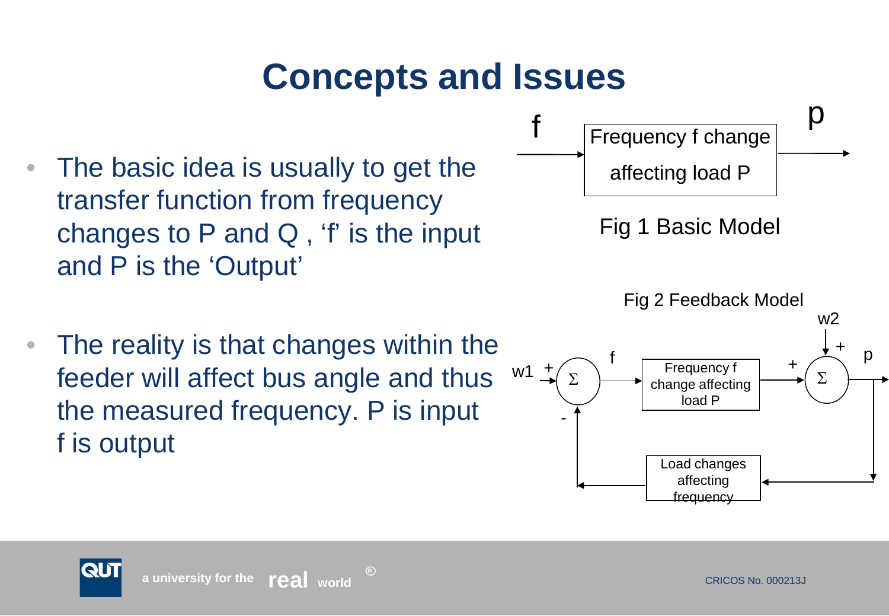# Concepts and Issues

- The basic idea is usually to get the transfer function from frequency changes to P and Q , ‘f’ is the input and P is the ‘Output’

- The reality is that changes within the feeder will affect bus angle and thus the measured frequency. P is input f is output

f → [Frequency f change affecting load P] → p

Fig 1 Basic Model

Fig 2 Feedback Model

w1 (+) → Σ → f → [Frequency f change affecting load P] → (+) Σ → p; w2 (+) → Σ; p → [Load changes affecting frequency] → (-) Σ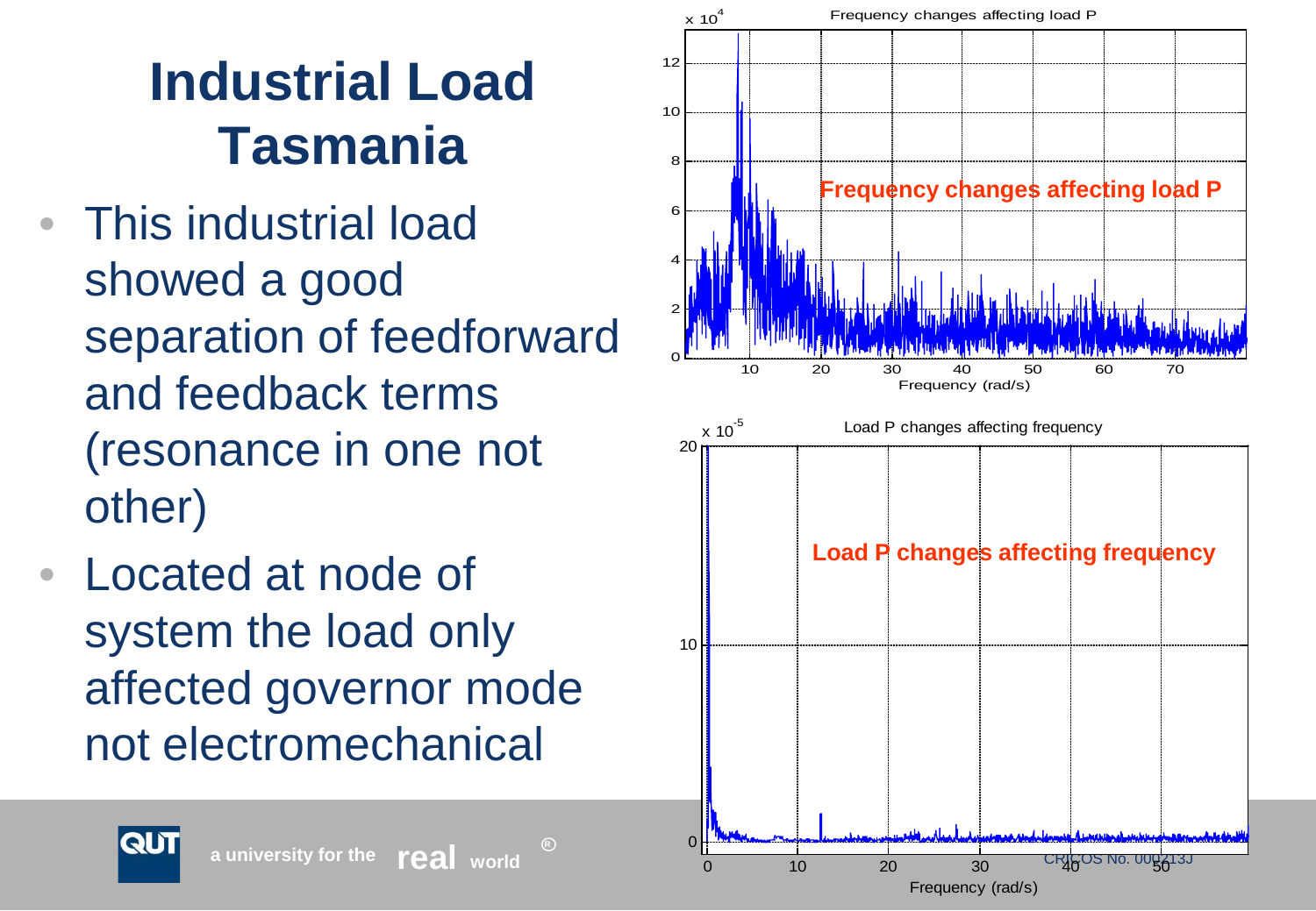# Industrial Load Tasmania

- This industrial load showed a good separation of feedforward and feedback terms (resonance in one not other)
- Located at node of system the load only affected governor mode not electromechanical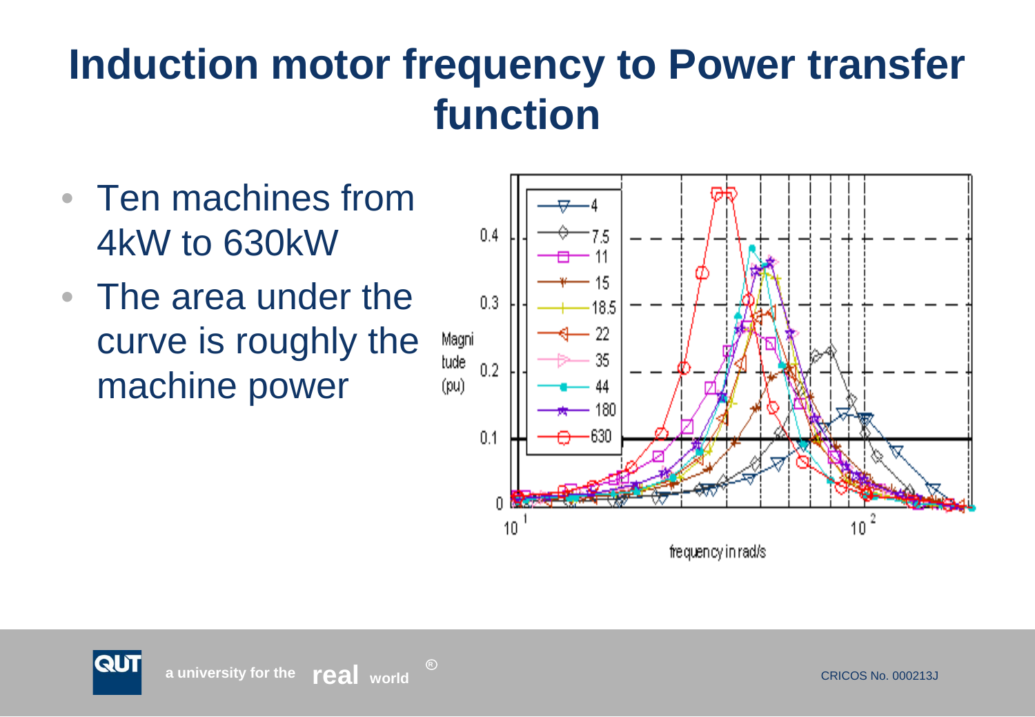# Induction motor frequency to Power transfer function

- Ten machines from 4kW to 630kW
- The area under the curve is roughly the machine power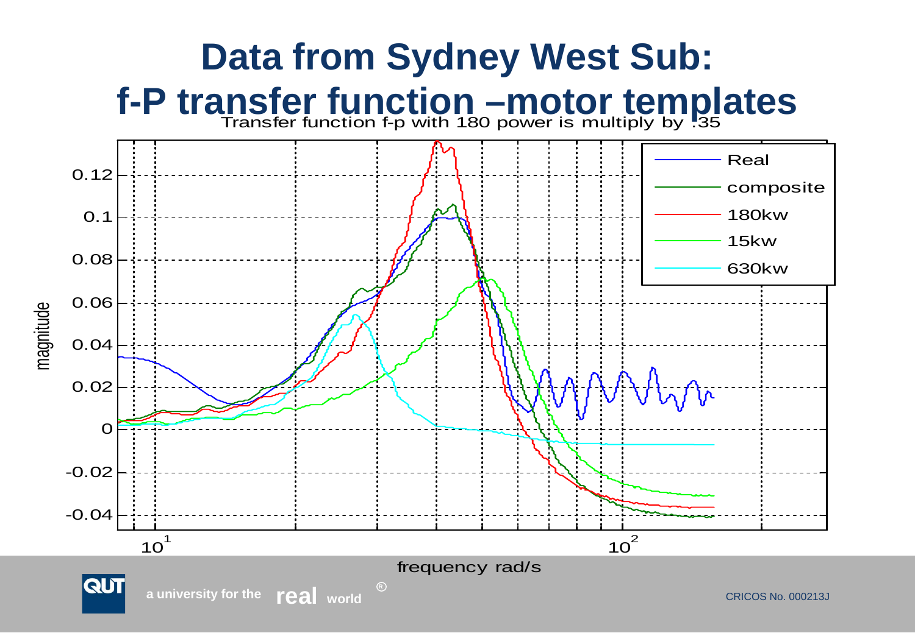# Data from Sydney West Sub: f-P transfer function –motor templates

Transfer function f-p with 180 power is multiply by .35

| Legend |
| --- |
| Real |
| composite |
| 180kw |
| 15kw |
| 630kw |

magnitude

frequency rad/s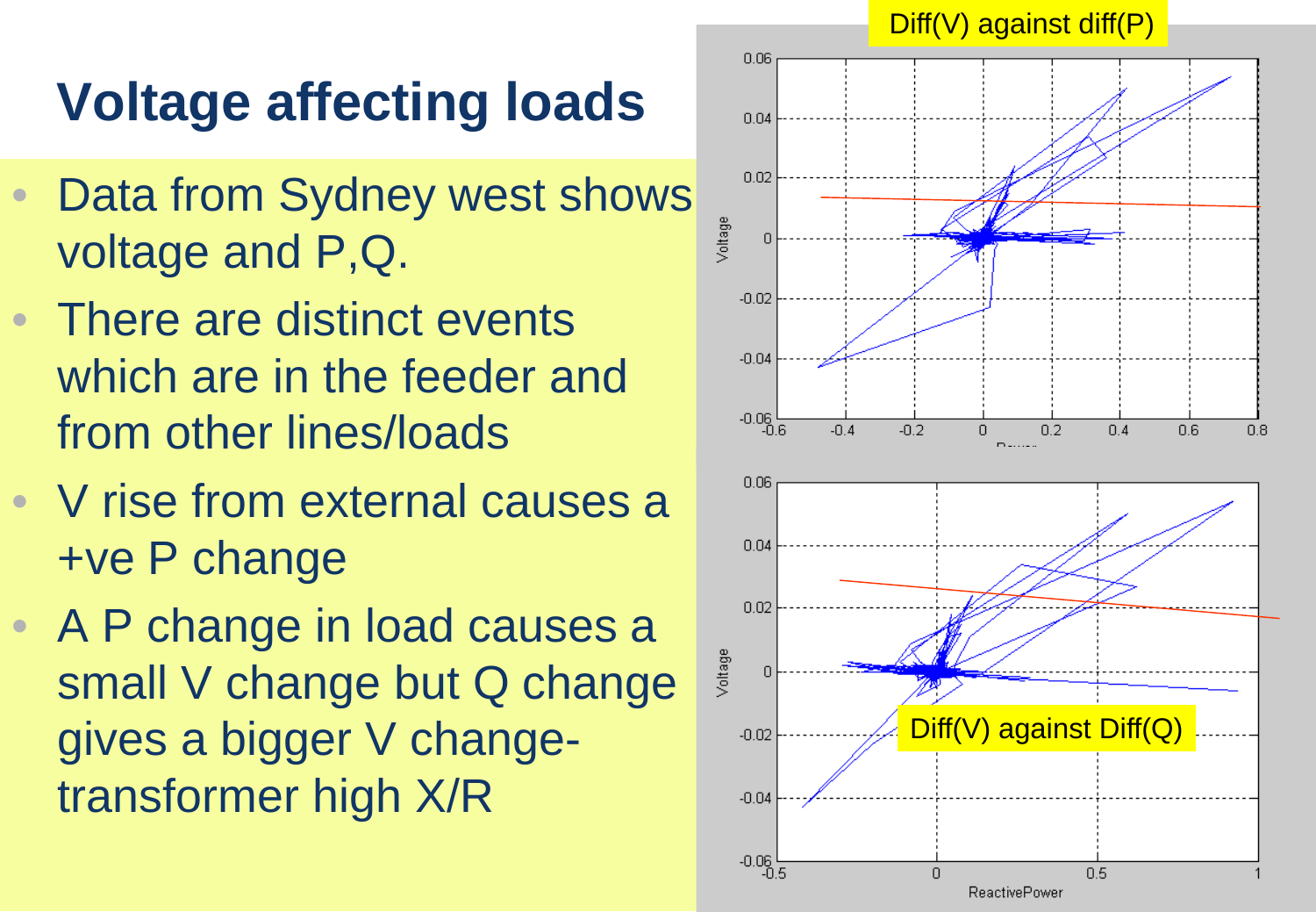# Voltage affecting loads

- Data from Sydney west shows voltage and P,Q.
- There are distinct events which are in the feeder and from other lines/loads
- V rise from external causes a +ve P change
- A P change in load causes a small V change but Q change gives a bigger V change- transformer high X/R

Diff(V) against diff(P)

Diff(V) against Diff(Q)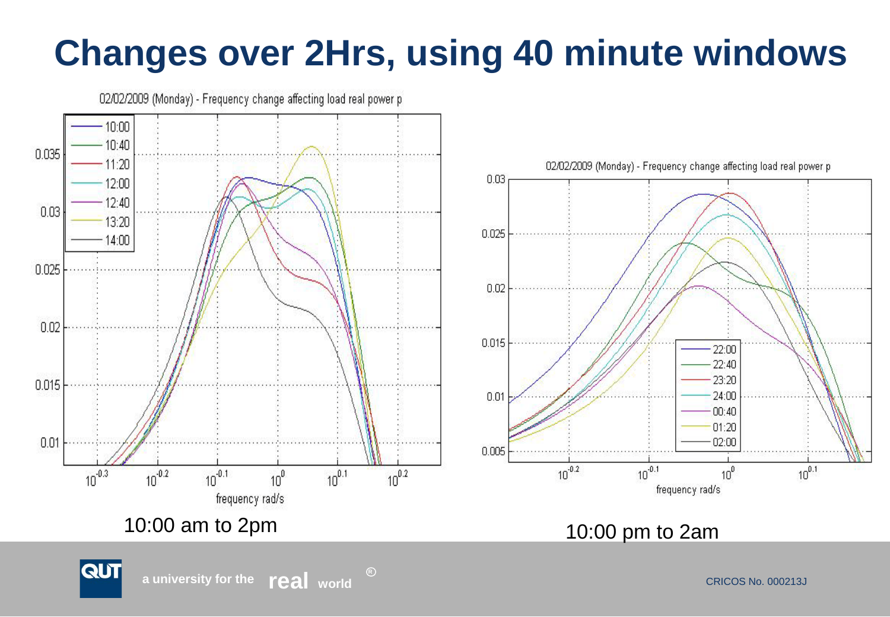# Changes over 2Hrs, using 40 minute windows

02/02/2009 (Monday) - Frequency change affecting load real power p

10:00 am to 2pm

02/02/2009 (Monday) - Frequency change affecting load real power p

10:00 pm to 2am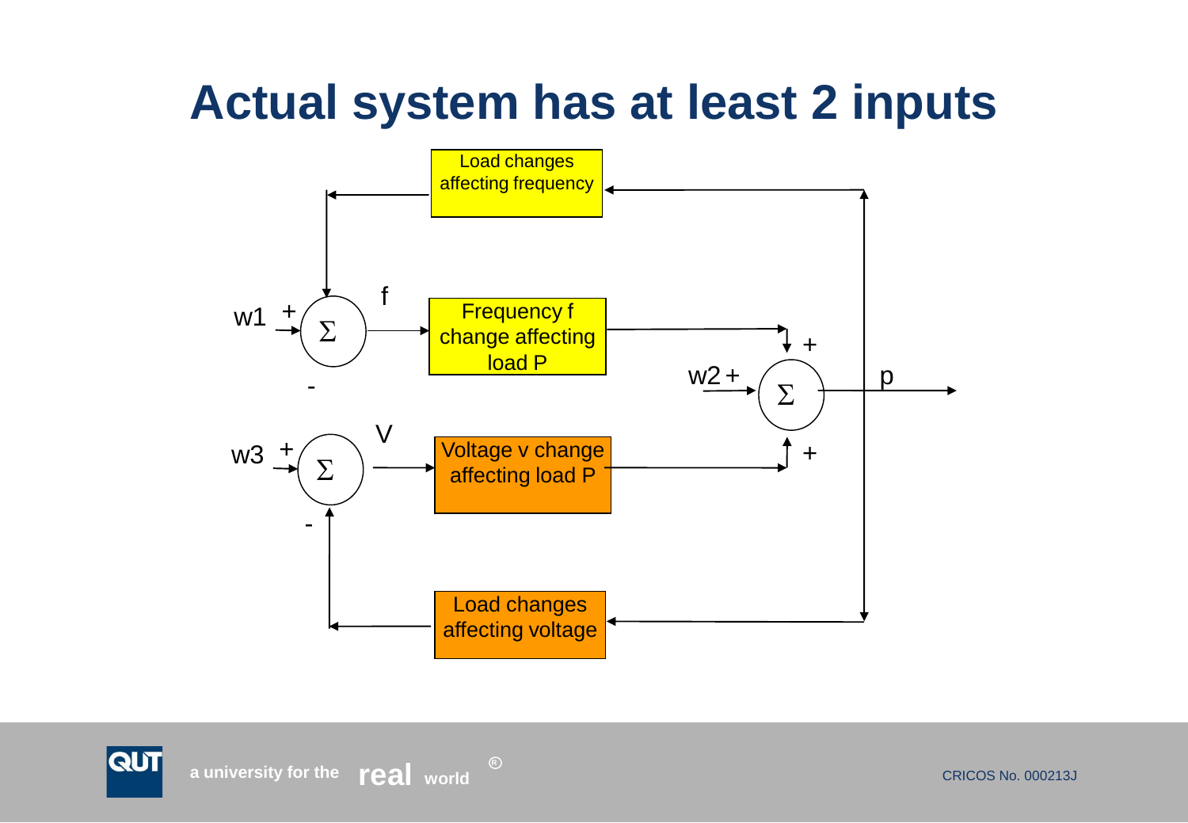# Actual system has at least 2 inputs

Load changes affecting frequency

w1 + Σ - f

Frequency f change affecting load P

w2 + Σ + + p

w3 + Σ - V

Voltage v change affecting load P

Load changes affecting voltage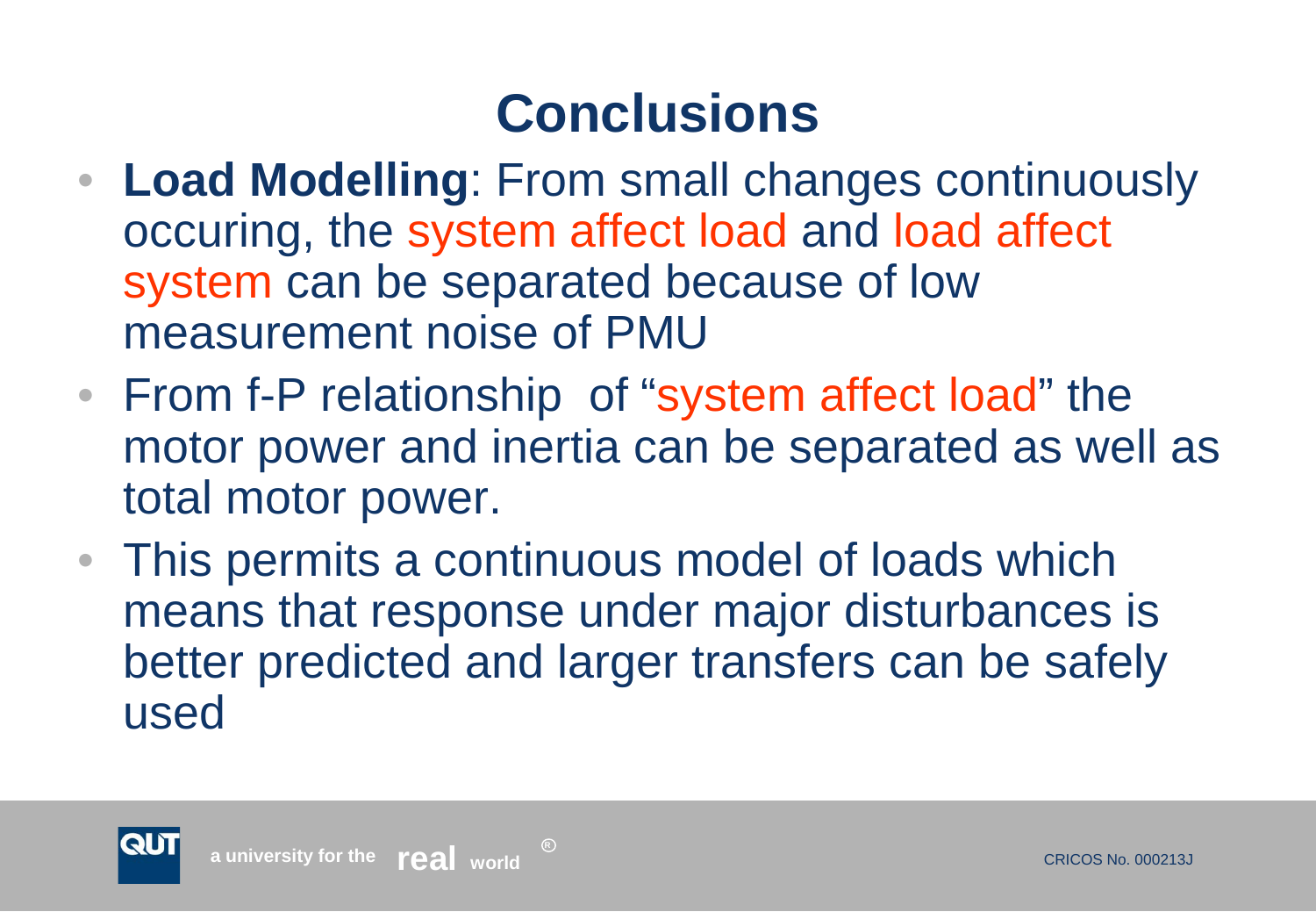# Conclusions

- **Load Modelling**: From small changes continuously occuring, the system affect load and load affect system can be separated because of low measurement noise of PMU
- From f-P relationship of "system affect load" the motor power and inertia can be separated as well as total motor power.
- This permits a continuous model of loads which means that response under major disturbances is better predicted and larger transfers can be safely used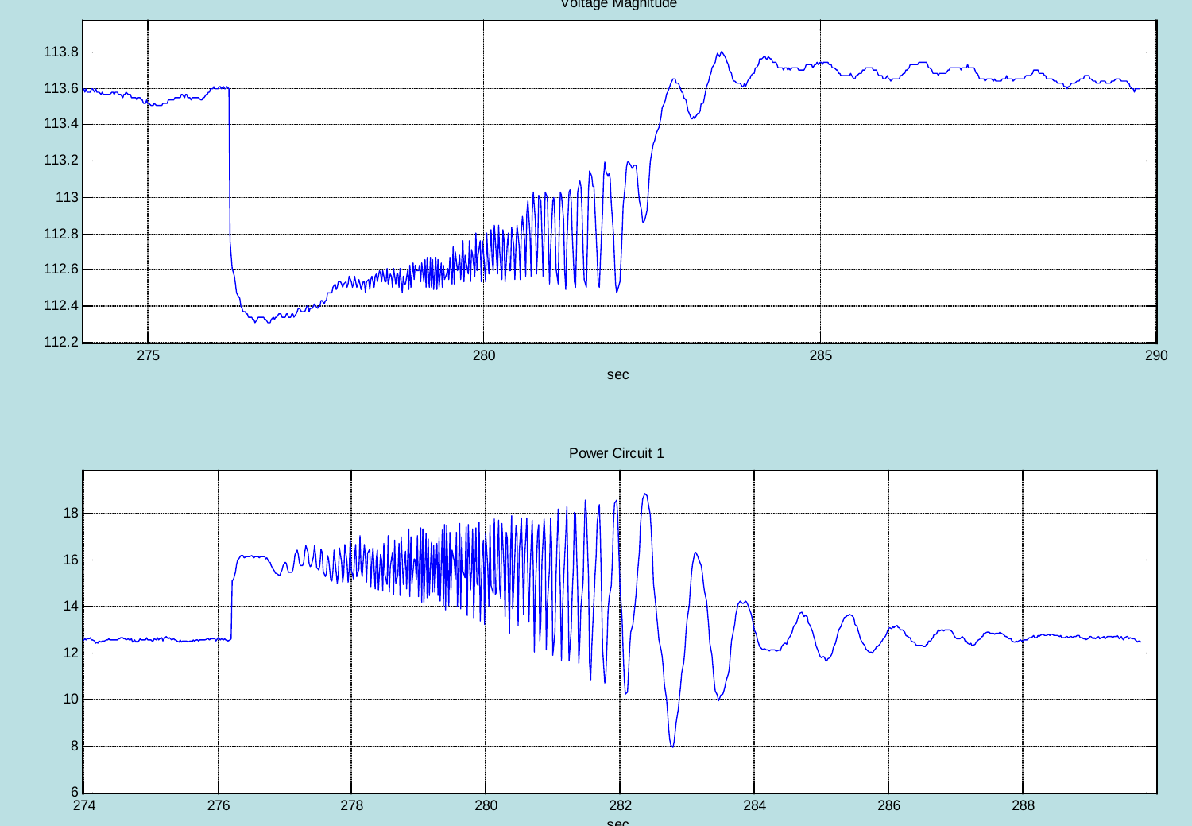Voltage Magnitude

113.8
113.6
113.4
113.2
113
112.8
112.6
112.4
112.2

275
280
285
290

sec

Power Circuit 1

18
16
14
12
10
8
6

274
276
278
280
282
284
286
288

sec